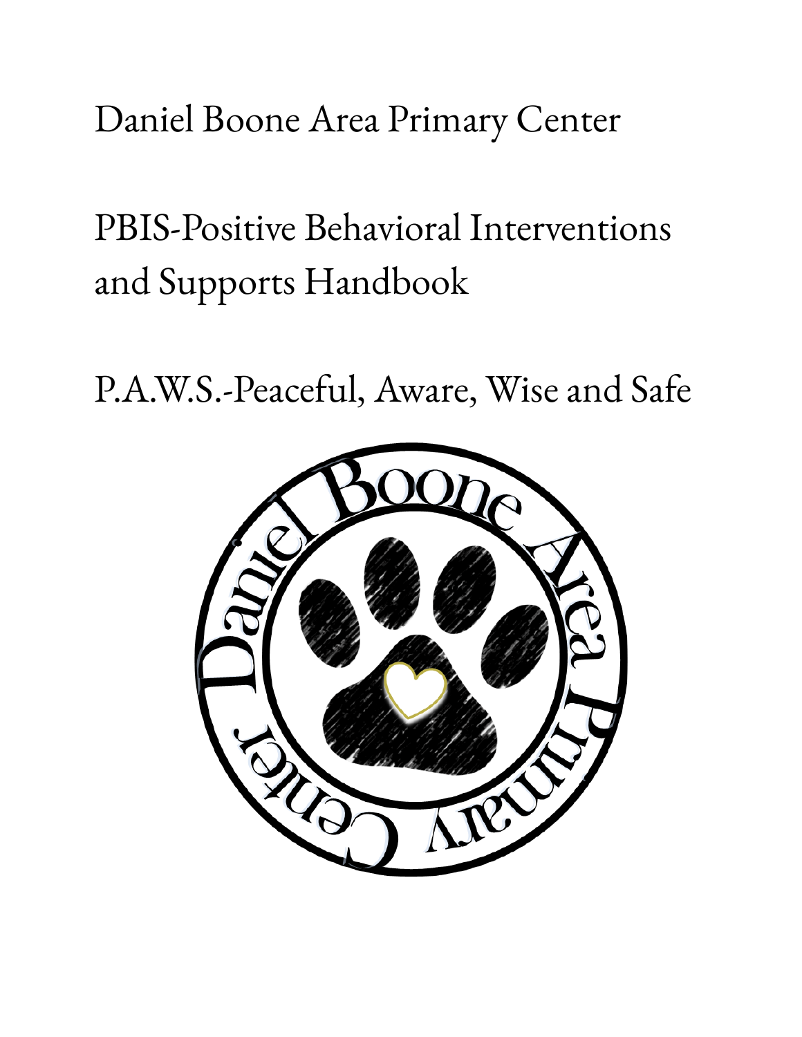# Daniel Boone Area Primary Center

## PBIS-Positive Behavioral Interventions and Supports Handbook

## P.A.W.S.-Peaceful, Aware, Wise and Safe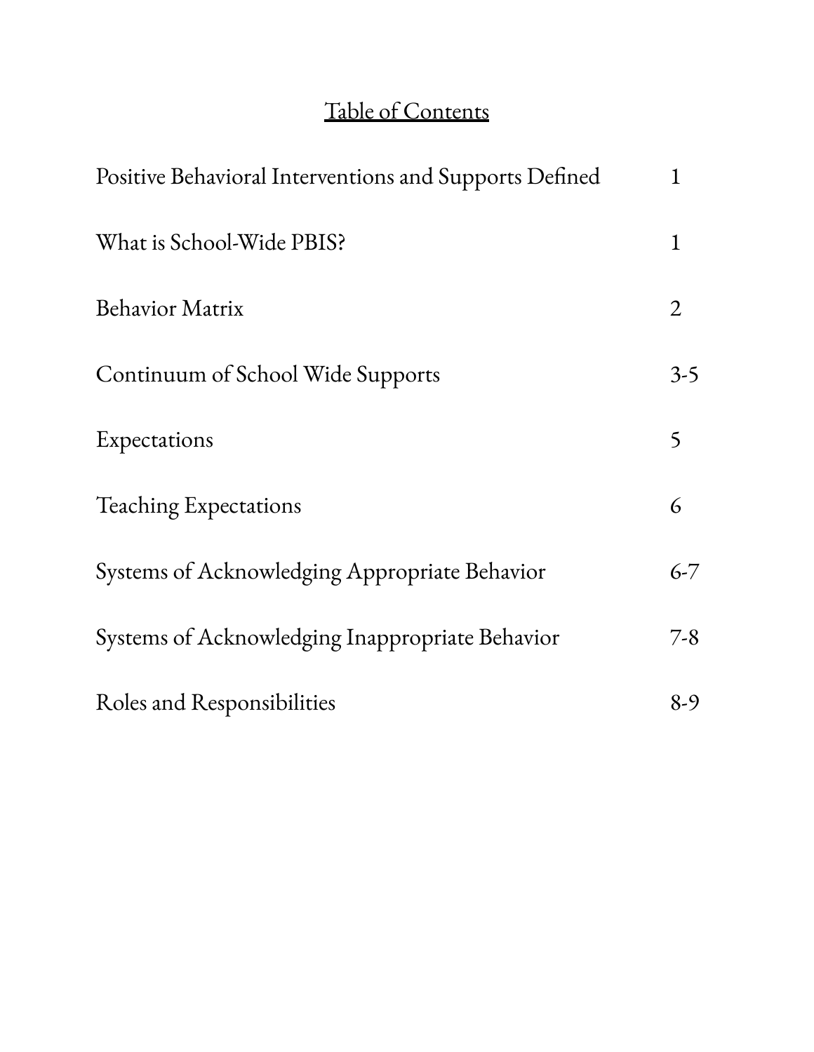# Table of Contents

| | |
|---|---|
| Positive Behavioral Interventions and Supports Defined | 1 |
| What is School-Wide PBIS? | 1 |
| Behavior Matrix | 2 |
| Continuum of School Wide Supports | 3-5 |
| Expectations | 5 |
| Teaching Expectations | 6 |
| Systems of Acknowledging Appropriate Behavior | 6-7 |
| Systems of Acknowledging Inappropriate Behavior | 7-8 |
| Roles and Responsibilities | 8-9 |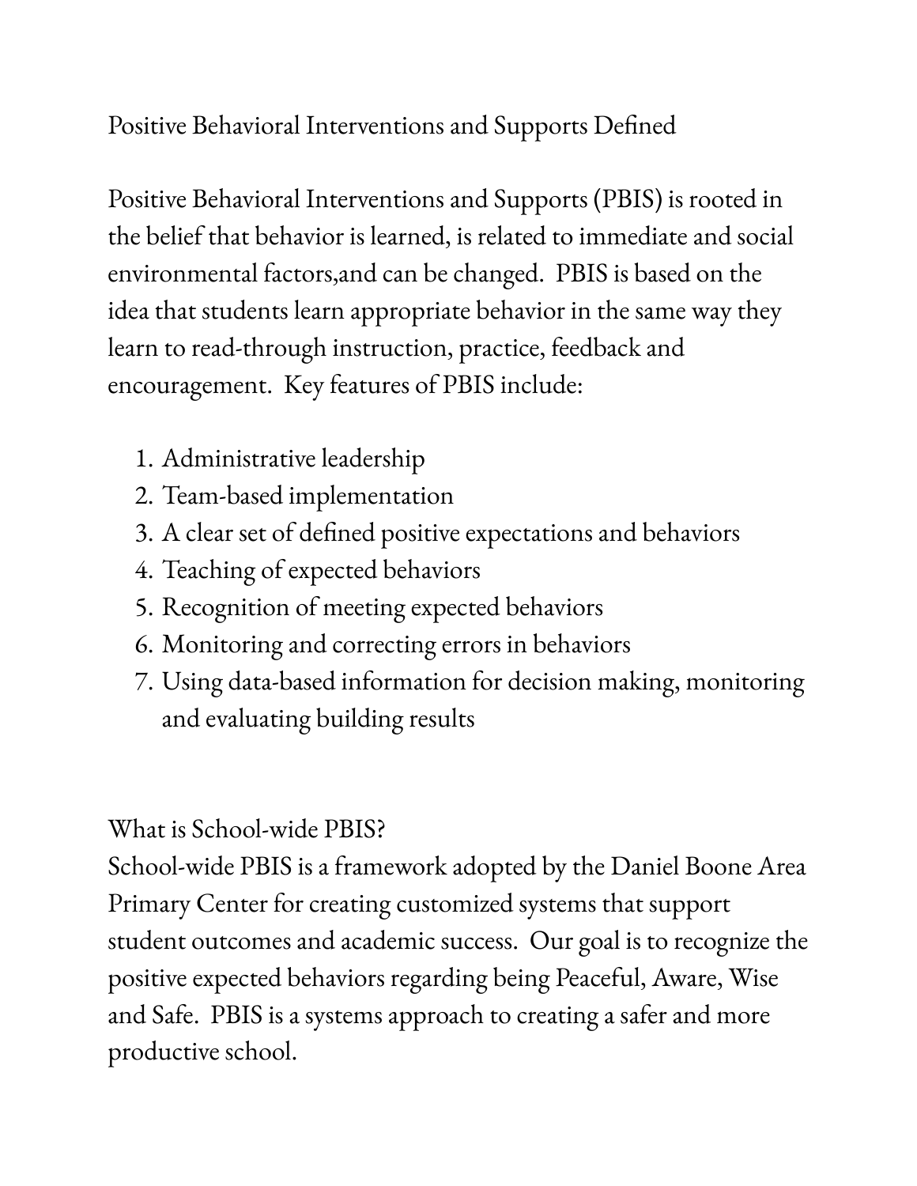## Positive Behavioral Interventions and Supports Defined

Positive Behavioral Interventions and Supports (PBIS) is rooted in the belief that behavior is learned, is related to immediate and social environmental factors,and can be changed.  PBIS is based on the idea that students learn appropriate behavior in the same way they learn to read-through instruction, practice, feedback and encouragement.  Key features of PBIS include:

1. Administrative leadership
2. Team-based implementation
3. A clear set of defined positive expectations and behaviors
4. Teaching of expected behaviors
5. Recognition of meeting expected behaviors
6. Monitoring and correcting errors in behaviors
7. Using data-based information for decision making, monitoring and evaluating building results

## What is School-wide PBIS?

School-wide PBIS is a framework adopted by the Daniel Boone Area Primary Center for creating customized systems that support student outcomes and academic success.  Our goal is to recognize the positive expected behaviors regarding being Peaceful, Aware, Wise and Safe.  PBIS is a systems approach to creating a safer and more productive school.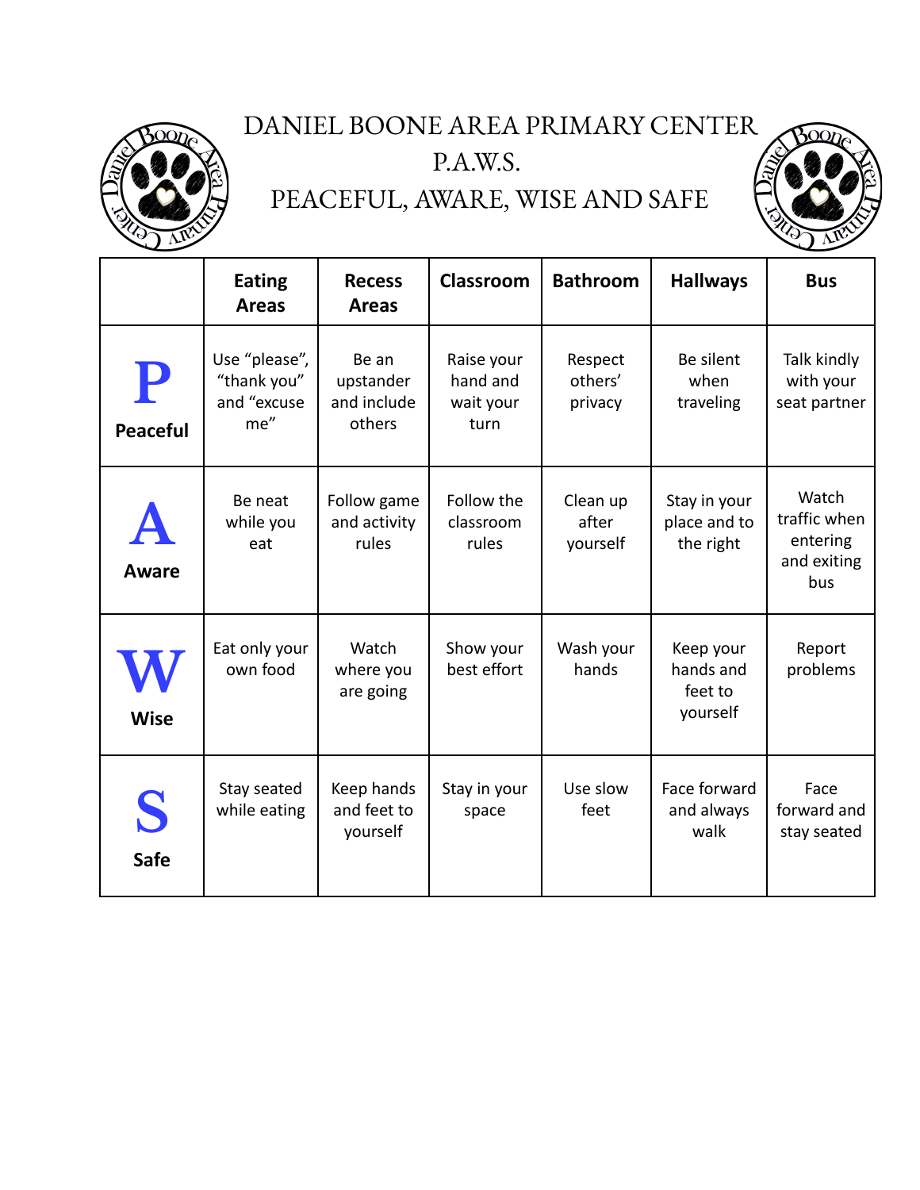# DANIEL BOONE AREA PRIMARY CENTER

## P.A.W.S.

## PEACEFUL, AWARE, WISE AND SAFE

| | Eating Areas | Recess Areas | Classroom | Bathroom | Hallways | Bus |
|---|---|---|---|---|---|---|
| **P** Peaceful | Use "please", "thank you" and "excuse me" | Be an upstander and include others | Raise your hand and wait your turn | Respect others' privacy | Be silent when traveling | Talk kindly with your seat partner |
| **A** Aware | Be neat while you eat | Follow game and activity rules | Follow the classroom rules | Clean up after yourself | Stay in your place and to the right | Watch traffic when entering and exiting bus |
| **W** Wise | Eat only your own food | Watch where you are going | Show your best effort | Wash your hands | Keep your hands and feet to yourself | Report problems |
| **S** Safe | Stay seated while eating | Keep hands and feet to yourself | Stay in your space | Use slow feet | Face forward and always walk | Face forward and stay seated |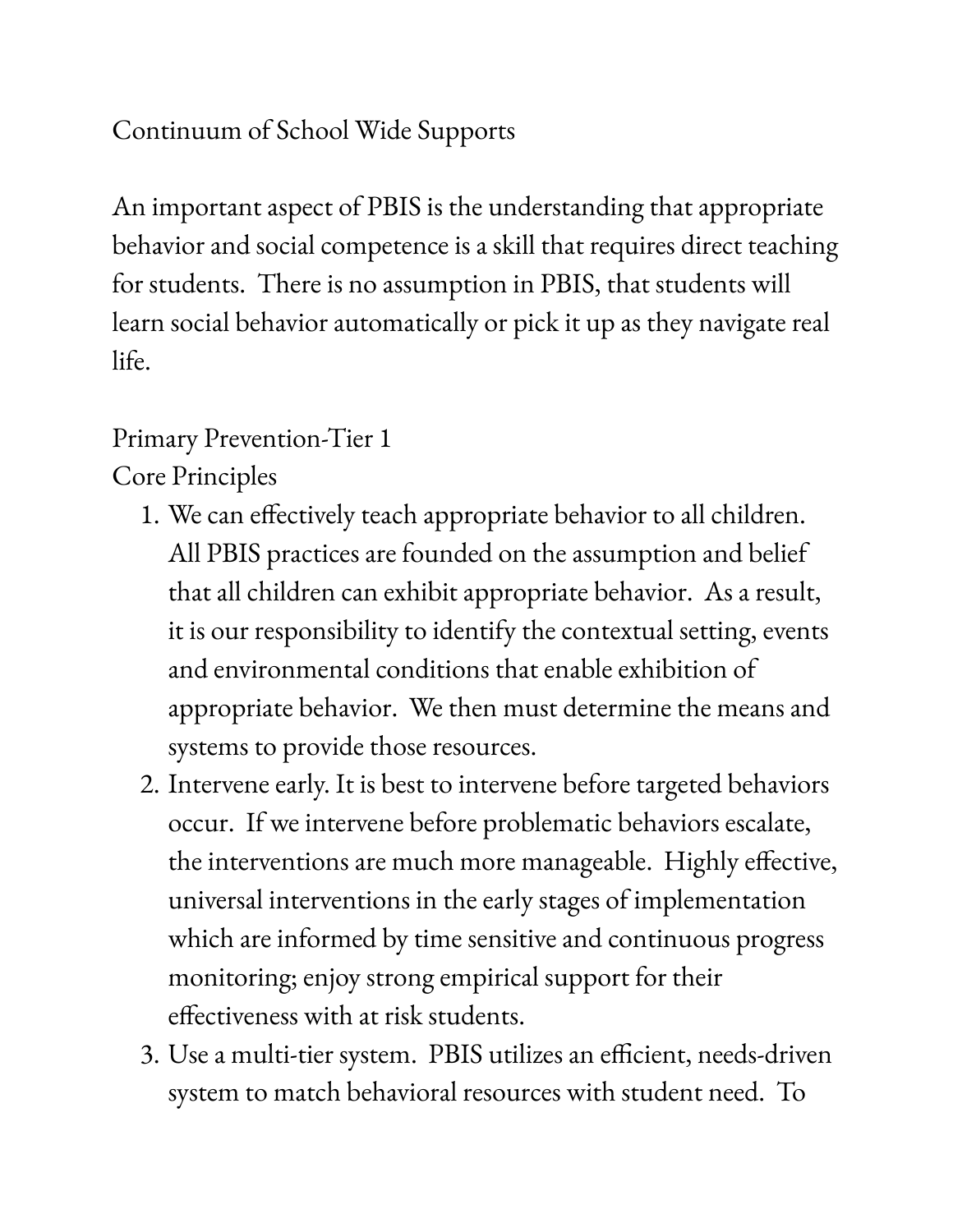## Continuum of School Wide Supports

An important aspect of PBIS is the understanding that appropriate behavior and social competence is a skill that requires direct teaching for students. There is no assumption in PBIS, that students will learn social behavior automatically or pick it up as they navigate real life.

### Primary Prevention-Tier 1

Core Principles

1. We can effectively teach appropriate behavior to all children. All PBIS practices are founded on the assumption and belief that all children can exhibit appropriate behavior. As a result, it is our responsibility to identify the contextual setting, events and environmental conditions that enable exhibition of appropriate behavior. We then must determine the means and systems to provide those resources.
2. Intervene early. It is best to intervene before targeted behaviors occur. If we intervene before problematic behaviors escalate, the interventions are much more manageable. Highly effective, universal interventions in the early stages of implementation which are informed by time sensitive and continuous progress monitoring; enjoy strong empirical support for their effectiveness with at risk students.
3. Use a multi-tier system. PBIS utilizes an efficient, needs-driven system to match behavioral resources with student need. To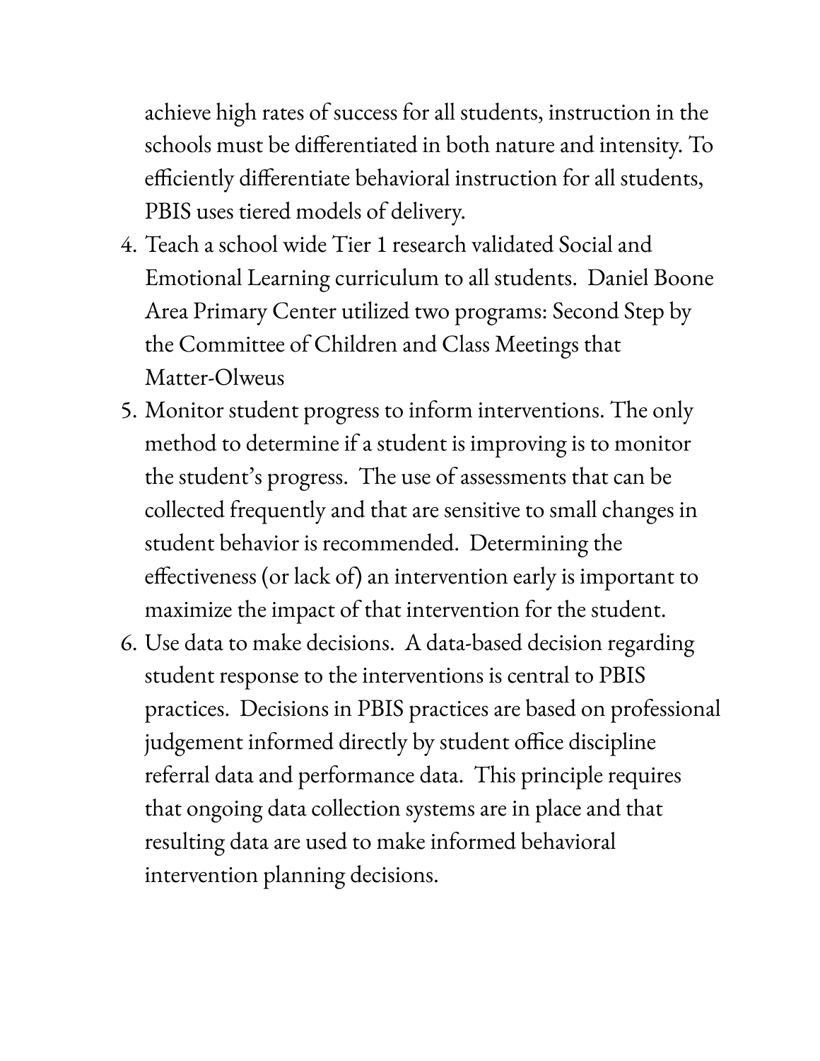achieve high rates of success for all students, instruction in the schools must be differentiated in both nature and intensity. To efficiently differentiate behavioral instruction for all students, PBIS uses tiered models of delivery.

4. Teach a school wide Tier 1 research validated Social and Emotional Learning curriculum to all students. Daniel Boone Area Primary Center utilized two programs: Second Step by the Committee of Children and Class Meetings that Matter-Olweus
5. Monitor student progress to inform interventions. The only method to determine if a student is improving is to monitor the student's progress. The use of assessments that can be collected frequently and that are sensitive to small changes in student behavior is recommended. Determining the effectiveness (or lack of) an intervention early is important to maximize the impact of that intervention for the student.
6. Use data to make decisions. A data-based decision regarding student response to the interventions is central to PBIS practices. Decisions in PBIS practices are based on professional judgement informed directly by student office discipline referral data and performance data. This principle requires that ongoing data collection systems are in place and that resulting data are used to make informed behavioral intervention planning decisions.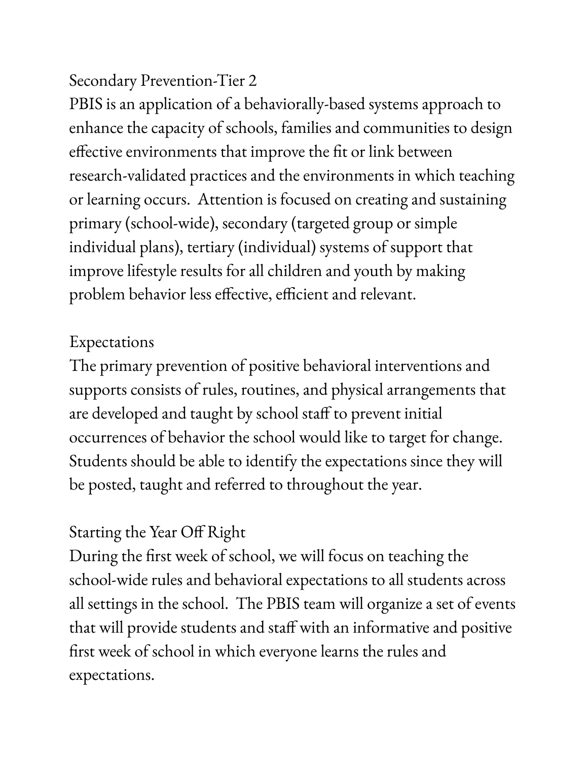## Secondary Prevention-Tier 2

PBIS is an application of a behaviorally-based systems approach to enhance the capacity of schools, families and communities to design effective environments that improve the fit or link between research-validated practices and the environments in which teaching or learning occurs. Attention is focused on creating and sustaining primary (school-wide), secondary (targeted group or simple individual plans), tertiary (individual) systems of support that improve lifestyle results for all children and youth by making problem behavior less effective, efficient and relevant.

## Expectations

The primary prevention of positive behavioral interventions and supports consists of rules, routines, and physical arrangements that are developed and taught by school staff to prevent initial occurrences of behavior the school would like to target for change. Students should be able to identify the expectations since they will be posted, taught and referred to throughout the year.

## Starting the Year Off Right

During the first week of school, we will focus on teaching the school-wide rules and behavioral expectations to all students across all settings in the school. The PBIS team will organize a set of events that will provide students and staff with an informative and positive first week of school in which everyone learns the rules and expectations.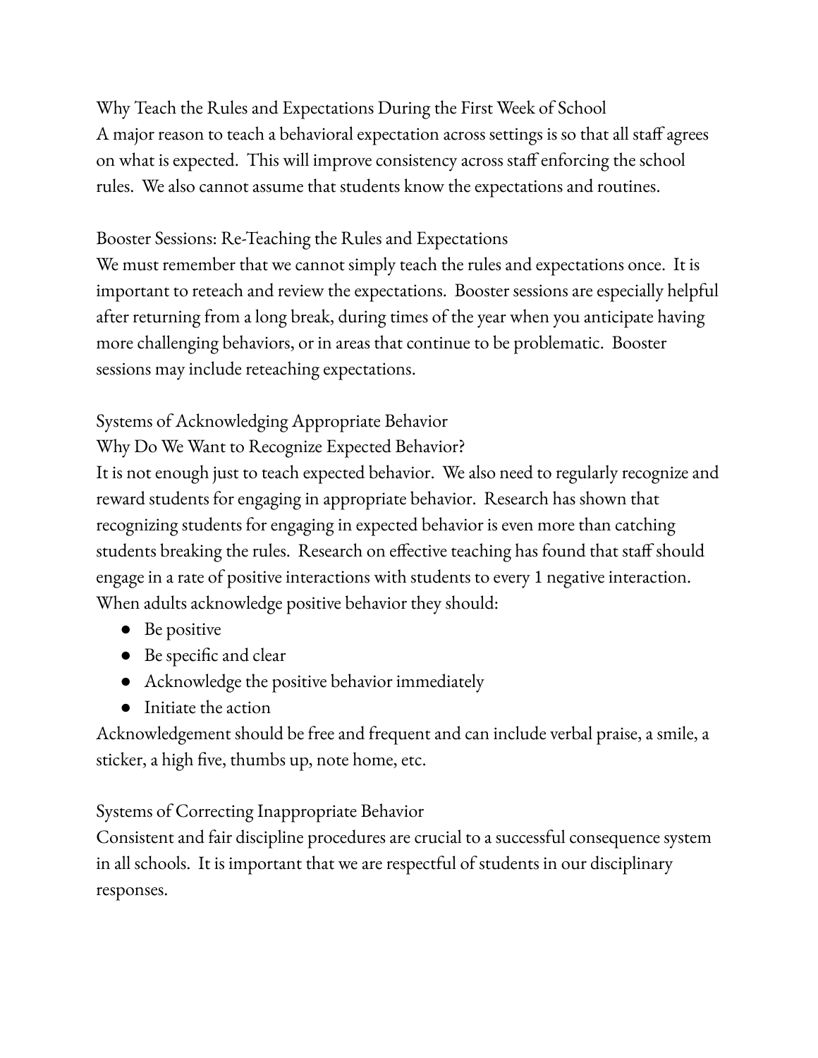## Why Teach the Rules and Expectations During the First Week of School

A major reason to teach a behavioral expectation across settings is so that all staff agrees on what is expected. This will improve consistency across staff enforcing the school rules. We also cannot assume that students know the expectations and routines.

## Booster Sessions: Re-Teaching the Rules and Expectations

We must remember that we cannot simply teach the rules and expectations once. It is important to reteach and review the expectations. Booster sessions are especially helpful after returning from a long break, during times of the year when you anticipate having more challenging behaviors, or in areas that continue to be problematic. Booster sessions may include reteaching expectations.

## Systems of Acknowledging Appropriate Behavior

### Why Do We Want to Recognize Expected Behavior?

It is not enough just to teach expected behavior. We also need to regularly recognize and reward students for engaging in appropriate behavior. Research has shown that recognizing students for engaging in expected behavior is even more than catching students breaking the rules. Research on effective teaching has found that staff should engage in a rate of positive interactions with students to every 1 negative interaction. When adults acknowledge positive behavior they should:

- Be positive
- Be specific and clear
- Acknowledge the positive behavior immediately
- Initiate the action

Acknowledgement should be free and frequent and can include verbal praise, a smile, a sticker, a high five, thumbs up, note home, etc.

## Systems of Correcting Inappropriate Behavior

Consistent and fair discipline procedures are crucial to a successful consequence system in all schools. It is important that we are respectful of students in our disciplinary responses.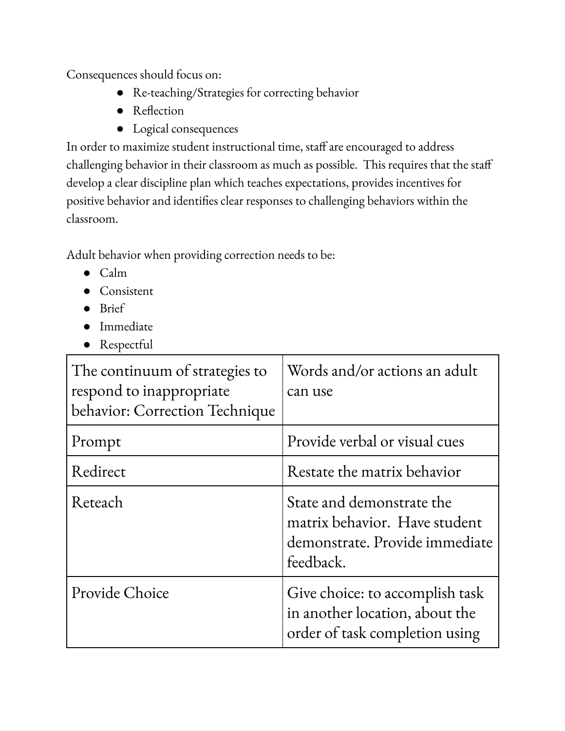Consequences should focus on:

- Re-teaching/Strategies for correcting behavior
- Reflection
- Logical consequences

In order to maximize student instructional time, staff are encouraged to address challenging behavior in their classroom as much as possible. This requires that the staff develop a clear discipline plan which teaches expectations, provides incentives for positive behavior and identifies clear responses to challenging behaviors within the classroom.

Adult behavior when providing correction needs to be:

- Calm
- Consistent
- Brief
- Immediate
- Respectful

| The continuum of strategies to respond to inappropriate behavior: Correction Technique | Words and/or actions an adult can use |
| --- | --- |
| Prompt | Provide verbal or visual cues |
| Redirect | Restate the matrix behavior |
| Reteach | State and demonstrate the matrix behavior. Have student demonstrate. Provide immediate feedback. |
| Provide Choice | Give choice: to accomplish task in another location, about the order of task completion using |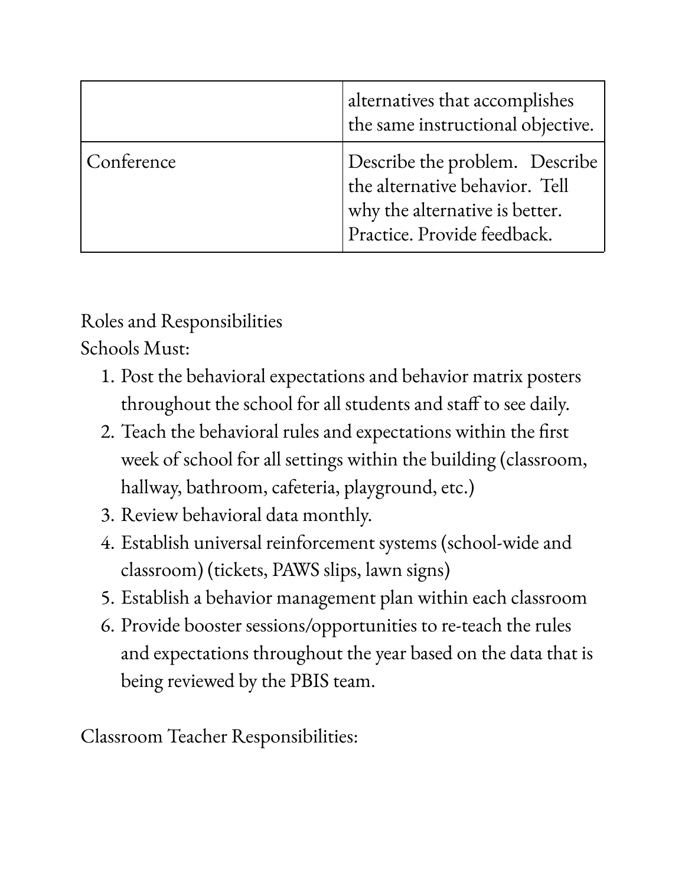| | |
|---|---|
| | alternatives that accomplishes the same instructional objective. |
| Conference | Describe the problem. Describe the alternative behavior. Tell why the alternative is better. Practice. Provide feedback. |

Roles and Responsibilities

Schools Must:

1. Post the behavioral expectations and behavior matrix posters throughout the school for all students and staff to see daily.
2. Teach the behavioral rules and expectations within the first week of school for all settings within the building (classroom, hallway, bathroom, cafeteria, playground, etc.)
3. Review behavioral data monthly.
4. Establish universal reinforcement systems (school-wide and classroom) (tickets, PAWS slips, lawn signs)
5. Establish a behavior management plan within each classroom
6. Provide booster sessions/opportunities to re-teach the rules and expectations throughout the year based on the data that is being reviewed by the PBIS team.

Classroom Teacher Responsibilities: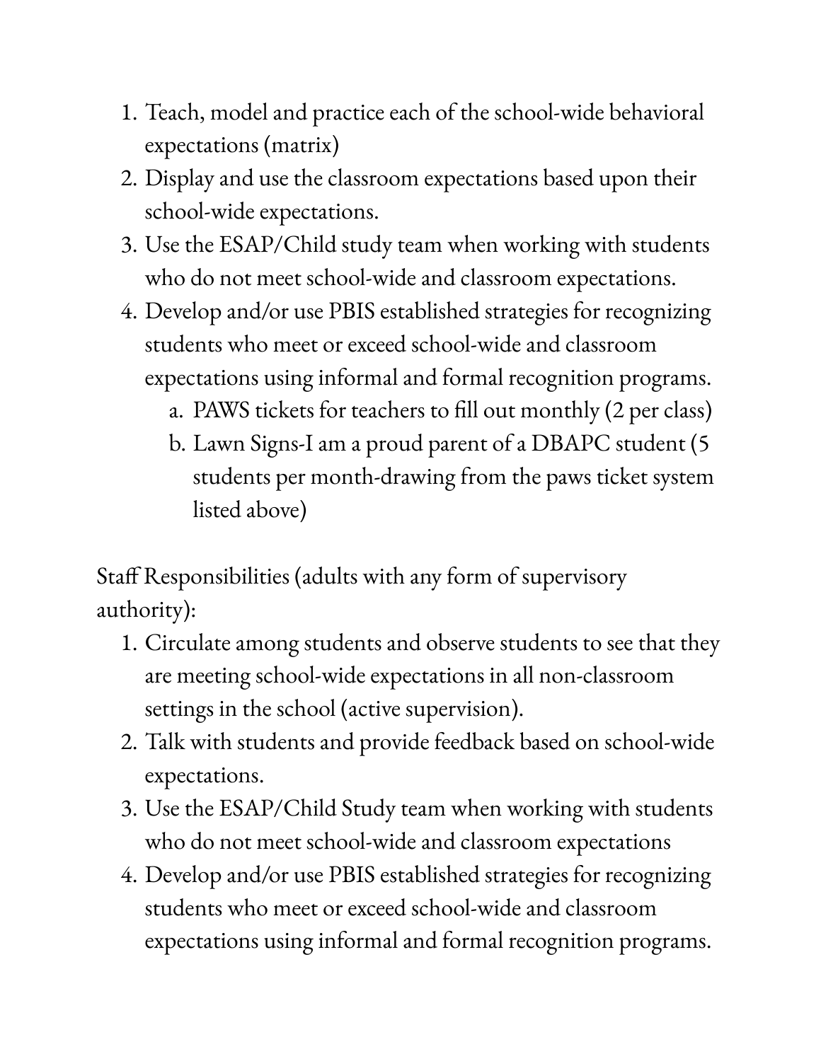1. Teach, model and practice each of the school-wide behavioral expectations (matrix)
2. Display and use the classroom expectations based upon their school-wide expectations.
3. Use the ESAP/Child study team when working with students who do not meet school-wide and classroom expectations.
4. Develop and/or use PBIS established strategies for recognizing students who meet or exceed school-wide and classroom expectations using informal and formal recognition programs.
    a. PAWS tickets for teachers to fill out monthly (2 per class)
    b. Lawn Signs-I am a proud parent of a DBAPC student (5 students per month-drawing from the paws ticket system listed above)

Staff Responsibilities (adults with any form of supervisory authority):

1. Circulate among students and observe students to see that they are meeting school-wide expectations in all non-classroom settings in the school (active supervision).
2. Talk with students and provide feedback based on school-wide expectations.
3. Use the ESAP/Child Study team when working with students who do not meet school-wide and classroom expectations
4. Develop and/or use PBIS established strategies for recognizing students who meet or exceed school-wide and classroom expectations using informal and formal recognition programs.